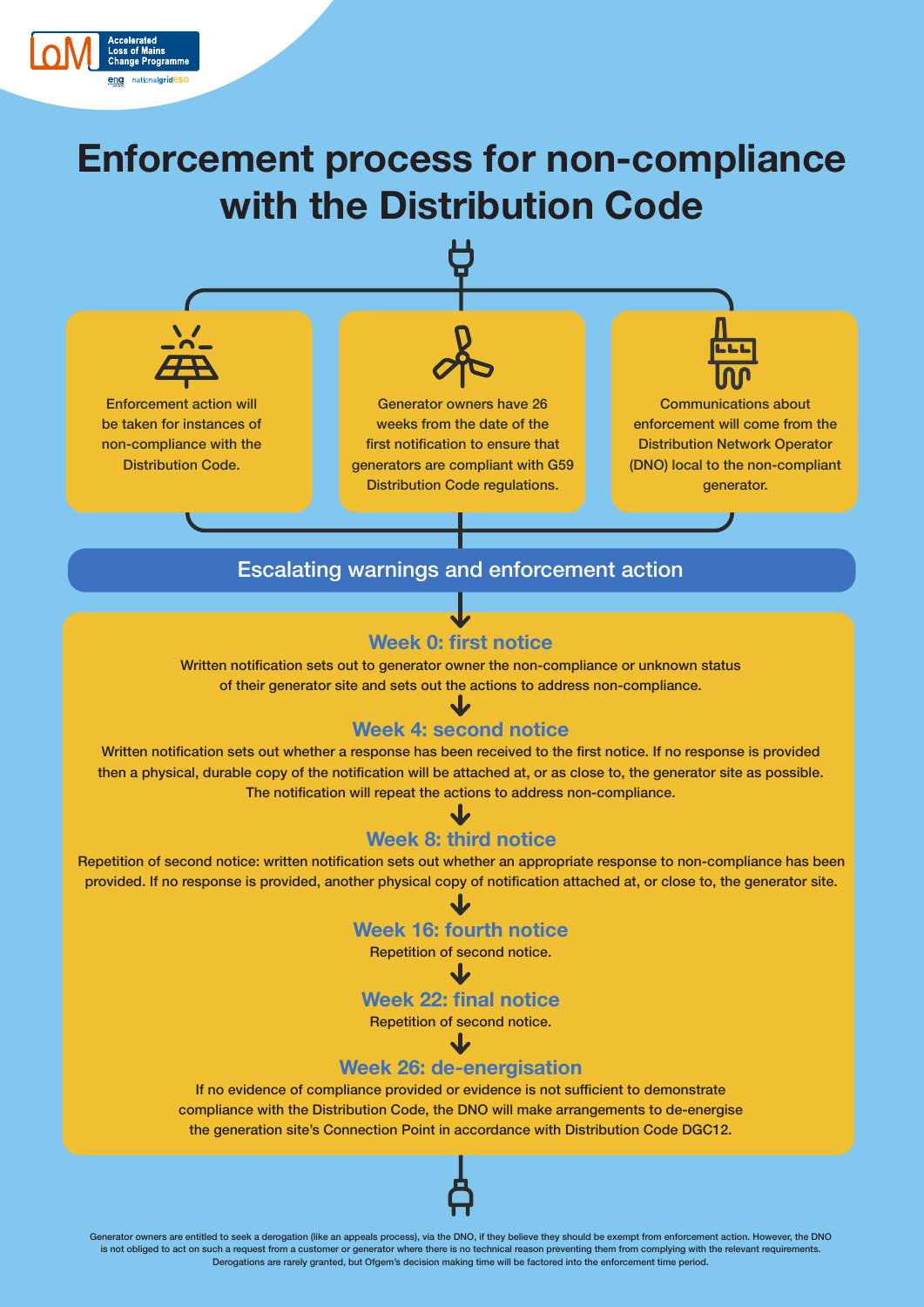LoM Accelerated Loss of Mains Change Programme

ena nationalgridESO

# Enforcement process for non-compliance with the Distribution Code

Enforcement action will be taken for instances of non-compliance with the Distribution Code.

Generator owners have 26 weeks from the date of the first notification to ensure that generators are compliant with G59 Distribution Code regulations.

Communications about enforcement will come from the Distribution Network Operator (DNO) local to the non-compliant generator.

## Escalating warnings and enforcement action

### Week 0: first notice

Written notification sets out to generator owner the non-compliance or unknown status of their generator site and sets out the actions to address non-compliance.

### Week 4: second notice

Written notification sets out whether a response has been received to the first notice. If no response is provided then a physical, durable copy of the notification will be attached at, or as close to, the generator site as possible. The notification will repeat the actions to address non-compliance.

### Week 8: third notice

Repetition of second notice: written notification sets out whether an appropriate response to non-compliance has been provided. If no response is provided, another physical copy of notification attached at, or close to, the generator site.

### Week 16: fourth notice

Repetition of second notice.

### Week 22: final notice

Repetition of second notice.

### Week 26: de-energisation

If no evidence of compliance provided or evidence is not sufficient to demonstrate compliance with the Distribution Code, the DNO will make arrangements to de-energise the generation site's Connection Point in accordance with Distribution Code DGC12.

Generator owners are entitled to seek a derogation (like an appeals process), via the DNO, if they believe they should be exempt from enforcement action. However, the DNO is not obliged to act on such a request from a customer or generator where there is no technical reason preventing them from complying with the relevant requirements. Derogations are rarely granted, but Ofgem's decision making time will be factored into the enforcement time period.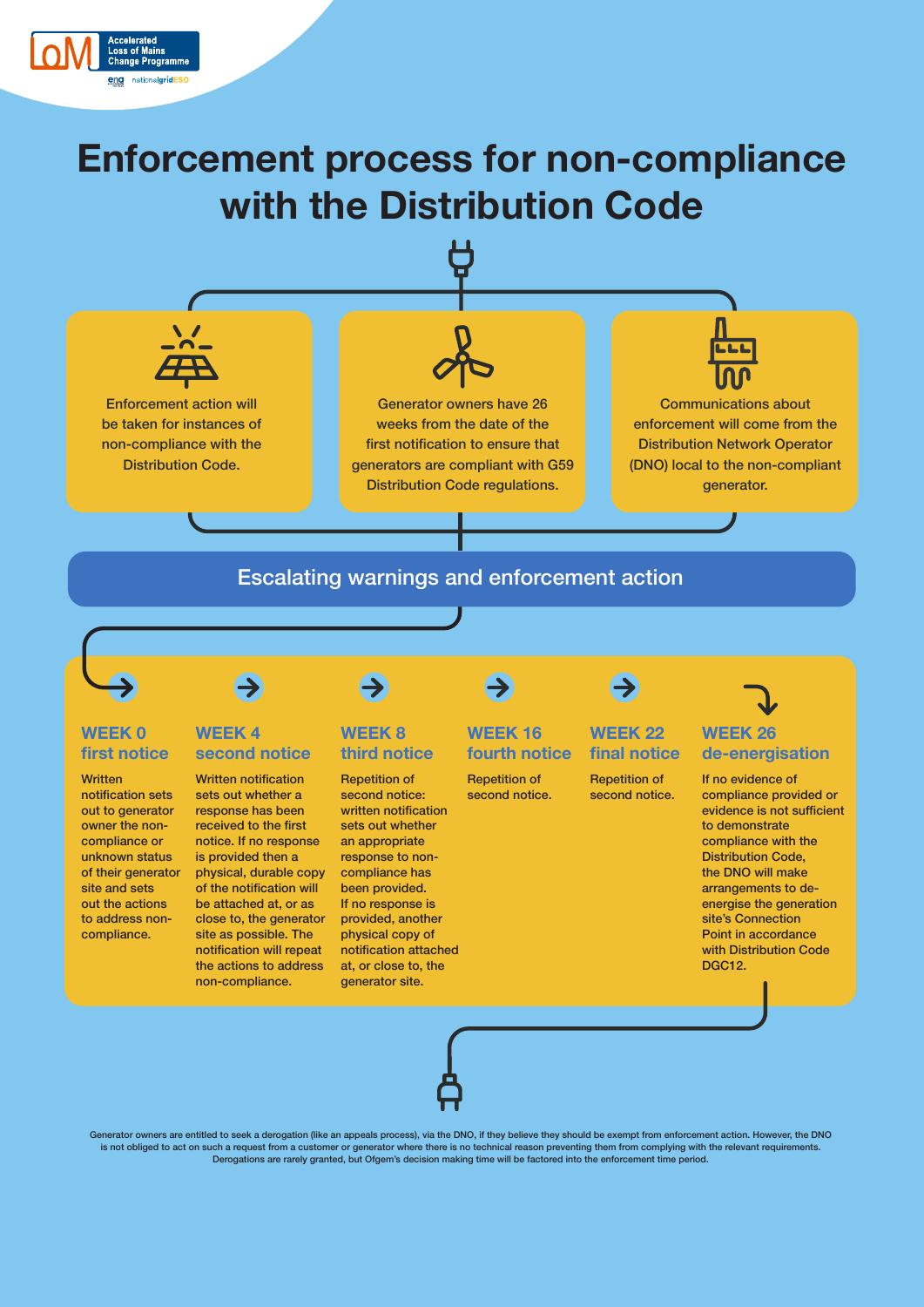Accelerated Loss of Mains Change Programme

# Enforcement process for non-compliance with the Distribution Code

Enforcement action will be taken for instances of non-compliance with the Distribution Code.

Generator owners have 26 weeks from the date of the first notification to ensure that generators are compliant with G59 Distribution Code regulations.

Communications about enforcement will come from the Distribution Network Operator (DNO) local to the non-compliant generator.

## Escalating warnings and enforcement action

### WEEK 0 first notice

Written notification sets out to generator owner the non-compliance or unknown status of their generator site and sets out the actions to address non-compliance.

### WEEK 4 second notice

Written notification sets out whether a response has been received to the first notice. If no response is provided then a physical, durable copy of the notification will be attached at, or as close to, the generator site as possible. The notification will repeat the actions to address non-compliance.

### WEEK 8 third notice

Repetition of second notice: written notification sets out whether an appropriate response to non-compliance has been provided. If no response is provided, another physical copy of notification attached at, or close to, the generator site.

### WEEK 16 fourth notice

Repetition of second notice.

### WEEK 22 final notice

Repetition of second notice.

### WEEK 26 de-energisation

If no evidence of compliance provided or evidence is not sufficient to demonstrate compliance with the Distribution Code, the DNO will make arrangements to de-energise the generation site's Connection Point in accordance with Distribution Code DGC12.

Generator owners are entitled to seek a derogation (like an appeals process), via the DNO, if they believe they should be exempt from enforcement action. However, the DNO is not obliged to act on such a request from a customer or generator where there is no technical reason preventing them from complying with the relevant requirements. Derogations are rarely granted, but Ofgem's decision making time will be factored into the enforcement time period.